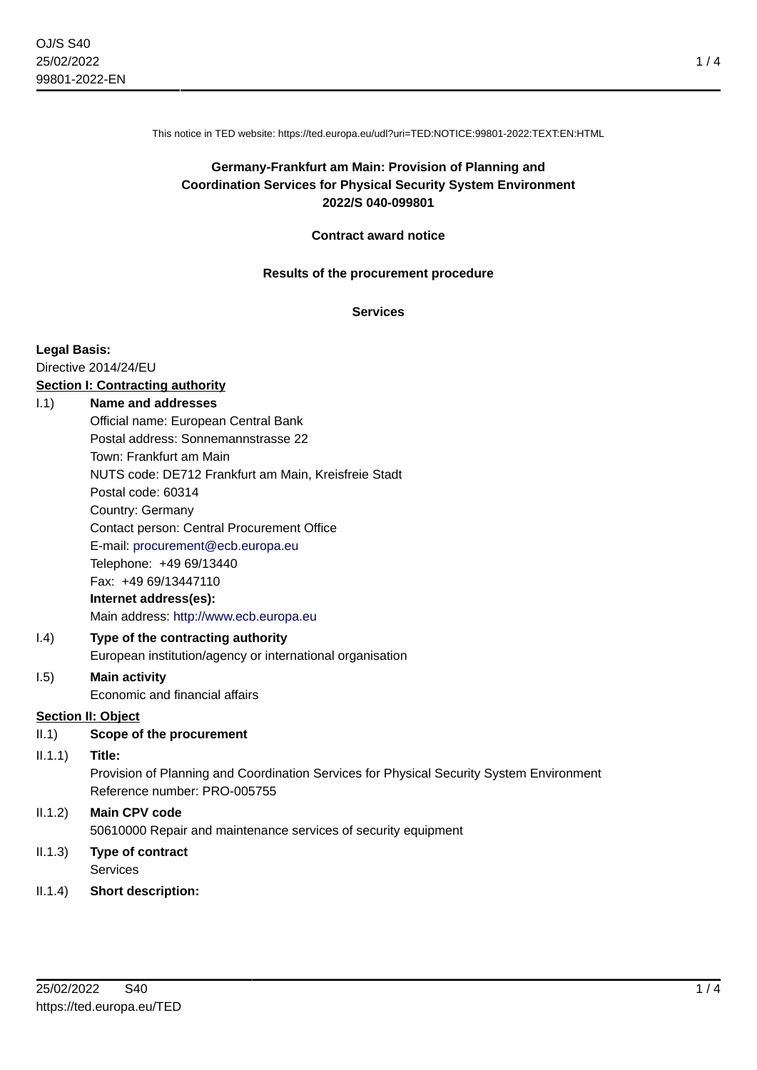This notice in TED website: https://ted.europa.eu/udl?uri=TED:NOTICE:99801-2022:TEXT:EN:HTML

# Germany-Frankfurt am Main: Provision of Planning and Coordination Services for Physical Security System Environment 2022/S 040-099801

**Contract award notice**

**Results of the procurement procedure**

**Services**

**Legal Basis:**

Directive 2014/24/EU

**Section I: Contracting authority**

I.1) **Name and addresses**

Official name: European Central Bank
Postal address: Sonnemannstrasse 22
Town: Frankfurt am Main
NUTS code: DE712 Frankfurt am Main, Kreisfreie Stadt
Postal code: 60314
Country: Germany
Contact person: Central Procurement Office
E-mail: procurement@ecb.europa.eu
Telephone: +49 69/13440
Fax: +49 69/13447110

**Internet address(es):**

Main address: http://www.ecb.europa.eu

I.4) **Type of the contracting authority**

European institution/agency or international organisation

I.5) **Main activity**

Economic and financial affairs

**Section II: Object**

II.1) **Scope of the procurement**

II.1.1) **Title:**

Provision of Planning and Coordination Services for Physical Security System Environment
Reference number: PRO-005755

II.1.2) **Main CPV code**

50610000 Repair and maintenance services of security equipment

II.1.3) **Type of contract**

Services

II.1.4) **Short description:**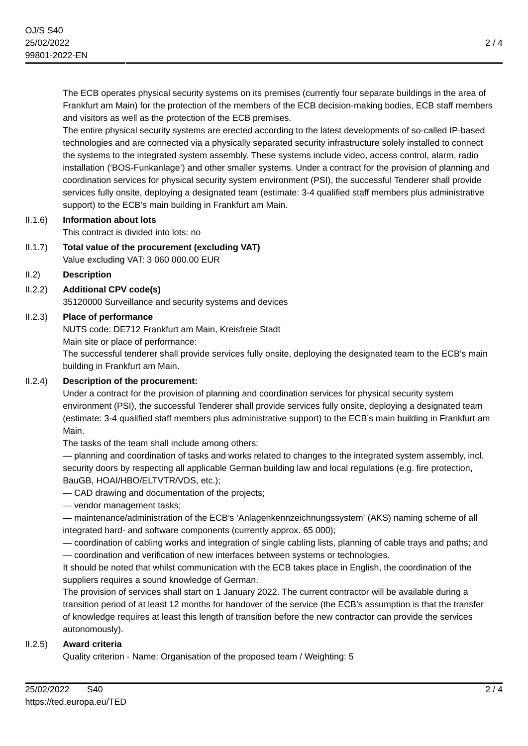The ECB operates physical security systems on its premises (currently four separate buildings in the area of Frankfurt am Main) for the protection of the members of the ECB decision-making bodies, ECB staff members and visitors as well as the protection of the ECB premises.
The entire physical security systems are erected according to the latest developments of so-called IP-based technologies and are connected via a physically separated security infrastructure solely installed to connect the systems to the integrated system assembly. These systems include video, access control, alarm, radio installation ('BOS-Funkanlage') and other smaller systems. Under a contract for the provision of planning and coordination services for physical security system environment (PSI), the successful Tenderer shall provide services fully onsite, deploying a designated team (estimate: 3-4 qualified staff members plus administrative support) to the ECB's main building in Frankfurt am Main.

**II.1.6) Information about lots**

This contract is divided into lots: no

**II.1.7) Total value of the procurement (excluding VAT)**

Value excluding VAT: 3 060 000.00 EUR

**II.2) Description**

**II.2.2) Additional CPV code(s)**

35120000 Surveillance and security systems and devices

**II.2.3) Place of performance**

NUTS code: DE712 Frankfurt am Main, Kreisfreie Stadt
Main site or place of performance:
The successful tenderer shall provide services fully onsite, deploying the designated team to the ECB's main building in Frankfurt am Main.

**II.2.4) Description of the procurement:**

Under a contract for the provision of planning and coordination services for physical security system environment (PSI), the successful Tenderer shall provide services fully onsite, deploying a designated team (estimate: 3-4 qualified staff members plus administrative support) to the ECB's main building in Frankfurt am Main.
The tasks of the team shall include among others:
— planning and coordination of tasks and works related to changes to the integrated system assembly, incl. security doors by respecting all applicable German building law and local regulations (e.g. fire protection, BauGB, HOAI/HBO/ELTVTR/VDS, etc.);
— CAD drawing and documentation of the projects;
— vendor management tasks;
— maintenance/administration of the ECB's 'Anlagenkennzeichnungssystem' (AKS) naming scheme of all integrated hard- and software components (currently approx. 65 000);
— coordination of cabling works and integration of single cabling lists, planning of cable trays and paths; and
— coordination and verification of new interfaces between systems or technologies.
It should be noted that whilst communication with the ECB takes place in English, the coordination of the suppliers requires a sound knowledge of German.
The provision of services shall start on 1 January 2022. The current contractor will be available during a transition period of at least 12 months for handover of the service (the ECB's assumption is that the transfer of knowledge requires at least this length of transition before the new contractor can provide the services autonomously).

**II.2.5) Award criteria**

Quality criterion - Name: Organisation of the proposed team / Weighting: 5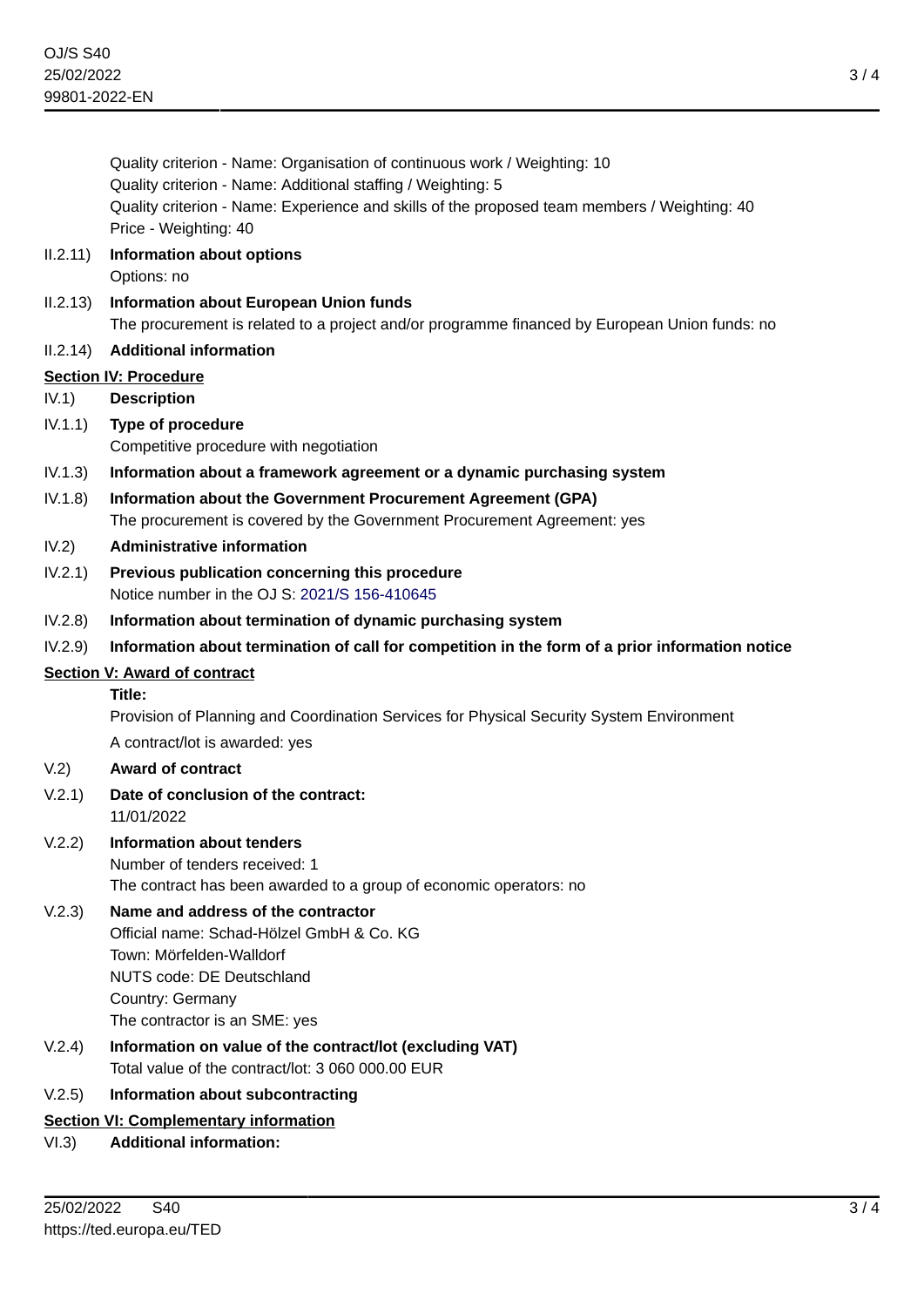Quality criterion - Name: Organisation of continuous work / Weighting: 10
Quality criterion - Name: Additional staffing / Weighting: 5
Quality criterion - Name: Experience and skills of the proposed team members / Weighting: 40
Price - Weighting: 40

II.2.11) **Information about options**
Options: no

II.2.13) **Information about European Union funds**
The procurement is related to a project and/or programme financed by European Union funds: no

II.2.14) **Additional information**

## Section IV: Procedure

IV.1) **Description**

IV.1.1) **Type of procedure**
Competitive procedure with negotiation

IV.1.3) **Information about a framework agreement or a dynamic purchasing system**

IV.1.8) **Information about the Government Procurement Agreement (GPA)**
The procurement is covered by the Government Procurement Agreement: yes

IV.2) **Administrative information**

IV.2.1) **Previous publication concerning this procedure**
Notice number in the OJ S: 2021/S 156-410645

IV.2.8) **Information about termination of dynamic purchasing system**

IV.2.9) **Information about termination of call for competition in the form of a prior information notice**

## Section V: Award of contract

**Title:**
Provision of Planning and Coordination Services for Physical Security System Environment

A contract/lot is awarded: yes

V.2) **Award of contract**

V.2.1) **Date of conclusion of the contract:**
11/01/2022

V.2.2) **Information about tenders**
Number of tenders received: 1
The contract has been awarded to a group of economic operators: no

V.2.3) **Name and address of the contractor**
Official name: Schad-Hölzel GmbH & Co. KG
Town: Mörfelden-Walldorf
NUTS code: DE Deutschland
Country: Germany
The contractor is an SME: yes

V.2.4) **Information on value of the contract/lot (excluding VAT)**
Total value of the contract/lot: 3 060 000.00 EUR

V.2.5) **Information about subcontracting**

## Section VI: Complementary information

VI.3) **Additional information:**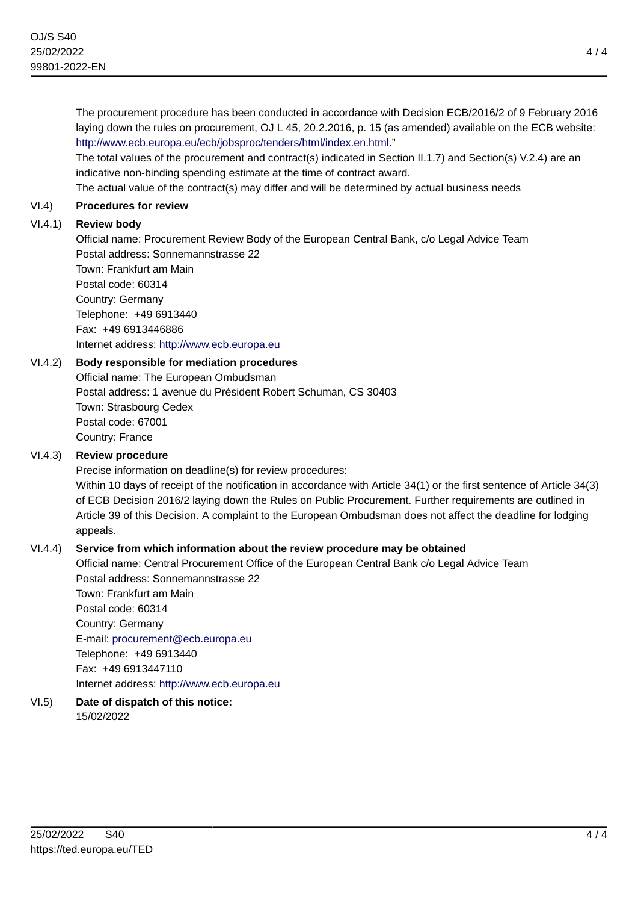The procurement procedure has been conducted in accordance with Decision ECB/2016/2 of 9 February 2016 laying down the rules on procurement, OJ L 45, 20.2.2016, p. 15 (as amended) available on the ECB website: http://www.ecb.europa.eu/ecb/jobsproc/tenders/html/index.en.html."

The total values of the procurement and contract(s) indicated in Section II.1.7) and Section(s) V.2.4) are an indicative non-binding spending estimate at the time of contract award.

The actual value of the contract(s) may differ and will be determined by actual business needs

**VI.4) Procedures for review**

**VI.4.1) Review body**

Official name: Procurement Review Body of the European Central Bank, c/o Legal Advice Team
Postal address: Sonnemannstrasse 22
Town: Frankfurt am Main
Postal code: 60314
Country: Germany
Telephone: +49 6913440
Fax: +49 6913446886
Internet address: http://www.ecb.europa.eu

**VI.4.2) Body responsible for mediation procedures**

Official name: The European Ombudsman
Postal address: 1 avenue du Président Robert Schuman, CS 30403
Town: Strasbourg Cedex
Postal code: 67001
Country: France

**VI.4.3) Review procedure**

Precise information on deadline(s) for review procedures:
Within 10 days of receipt of the notification in accordance with Article 34(1) or the first sentence of Article 34(3) of ECB Decision 2016/2 laying down the Rules on Public Procurement. Further requirements are outlined in Article 39 of this Decision. A complaint to the European Ombudsman does not affect the deadline for lodging appeals.

**VI.4.4) Service from which information about the review procedure may be obtained**

Official name: Central Procurement Office of the European Central Bank c/o Legal Advice Team
Postal address: Sonnemannstrasse 22
Town: Frankfurt am Main
Postal code: 60314
Country: Germany
E-mail: procurement@ecb.europa.eu
Telephone: +49 6913440
Fax: +49 6913447110
Internet address: http://www.ecb.europa.eu

**VI.5) Date of dispatch of this notice:**

15/02/2022